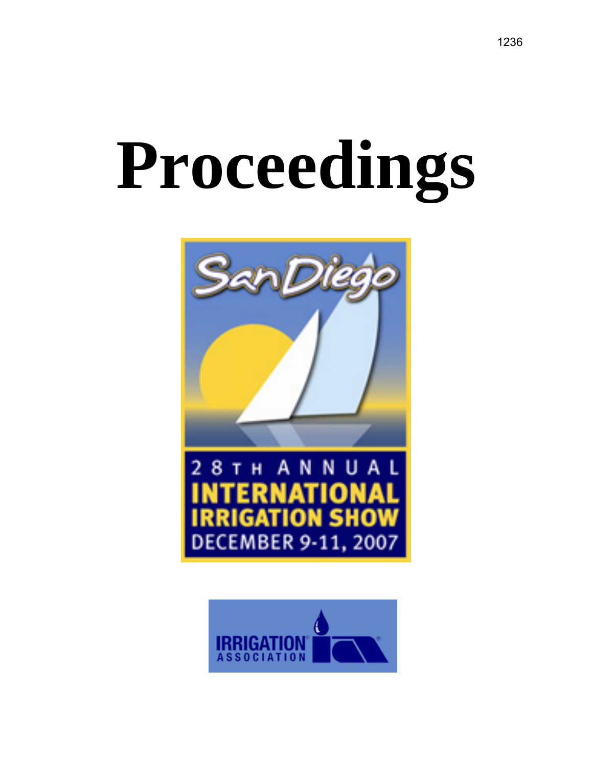# Proceedings

San Diego

28TH ANNUAL
INTERNATIONAL
IRRIGATION SHOW
DECEMBER 9-11, 2007

IRRIGATION ASSOCIATION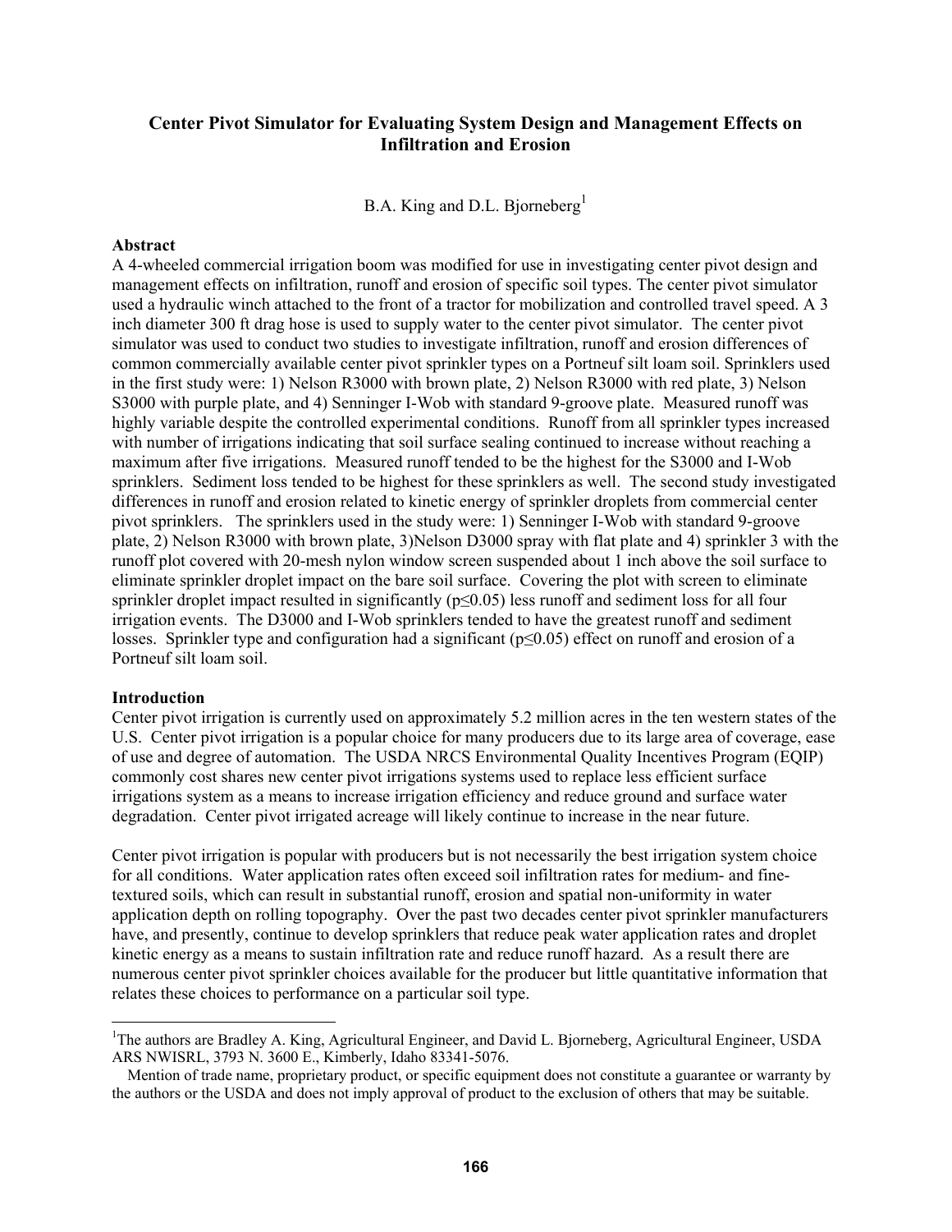# Center Pivot Simulator for Evaluating System Design and Management Effects on Infiltration and Erosion

B.A. King and D.L. Bjorneberg[1]

## Abstract

A 4-wheeled commercial irrigation boom was modified for use in investigating center pivot design and management effects on infiltration, runoff and erosion of specific soil types. The center pivot simulator used a hydraulic winch attached to the front of a tractor for mobilization and controlled travel speed. A 3 inch diameter 300 ft drag hose is used to supply water to the center pivot simulator. The center pivot simulator was used to conduct two studies to investigate infiltration, runoff and erosion differences of common commercially available center pivot sprinkler types on a Portneuf silt loam soil. Sprinklers used in the first study were: 1) Nelson R3000 with brown plate, 2) Nelson R3000 with red plate, 3) Nelson S3000 with purple plate, and 4) Senninger I-Wob with standard 9-groove plate. Measured runoff was highly variable despite the controlled experimental conditions. Runoff from all sprinkler types increased with number of irrigations indicating that soil surface sealing continued to increase without reaching a maximum after five irrigations. Measured runoff tended to be the highest for the S3000 and I-Wob sprinklers. Sediment loss tended to be highest for these sprinklers as well. The second study investigated differences in runoff and erosion related to kinetic energy of sprinkler droplets from commercial center pivot sprinklers. The sprinklers used in the study were: 1) Senninger I-Wob with standard 9-groove plate, 2) Nelson R3000 with brown plate, 3)Nelson D3000 spray with flat plate and 4) sprinkler 3 with the runoff plot covered with 20-mesh nylon window screen suspended about 1 inch above the soil surface to eliminate sprinkler droplet impact on the bare soil surface. Covering the plot with screen to eliminate sprinkler droplet impact resulted in significantly ($p \leq 0.05$) less runoff and sediment loss for all four irrigation events. The D3000 and I-Wob sprinklers tended to have the greatest runoff and sediment losses. Sprinkler type and configuration had a significant ($p \leq 0.05$) effect on runoff and erosion of a Portneuf silt loam soil.

## Introduction

Center pivot irrigation is currently used on approximately 5.2 million acres in the ten western states of the U.S. Center pivot irrigation is a popular choice for many producers due to its large area of coverage, ease of use and degree of automation. The USDA NRCS Environmental Quality Incentives Program (EQIP) commonly cost shares new center pivot irrigations systems used to replace less efficient surface irrigations system as a means to increase irrigation efficiency and reduce ground and surface water degradation. Center pivot irrigated acreage will likely continue to increase in the near future.

Center pivot irrigation is popular with producers but is not necessarily the best irrigation system choice for all conditions. Water application rates often exceed soil infiltration rates for medium- and fine-textured soils, which can result in substantial runoff, erosion and spatial non-uniformity in water application depth on rolling topography. Over the past two decades center pivot sprinkler manufacturers have, and presently, continue to develop sprinklers that reduce peak water application rates and droplet kinetic energy as a means to sustain infiltration rate and reduce runoff hazard. As a result there are numerous center pivot sprinkler choices available for the producer but little quantitative information that relates these choices to performance on a particular soil type.

---

[1]The authors are Bradley A. King, Agricultural Engineer, and David L. Bjorneberg, Agricultural Engineer, USDA ARS NWISRL, 3793 N. 3600 E., Kimberly, Idaho 83341-5076.

Mention of trade name, proprietary product, or specific equipment does not constitute a guarantee or warranty by the authors or the USDA and does not imply approval of product to the exclusion of others that may be suitable.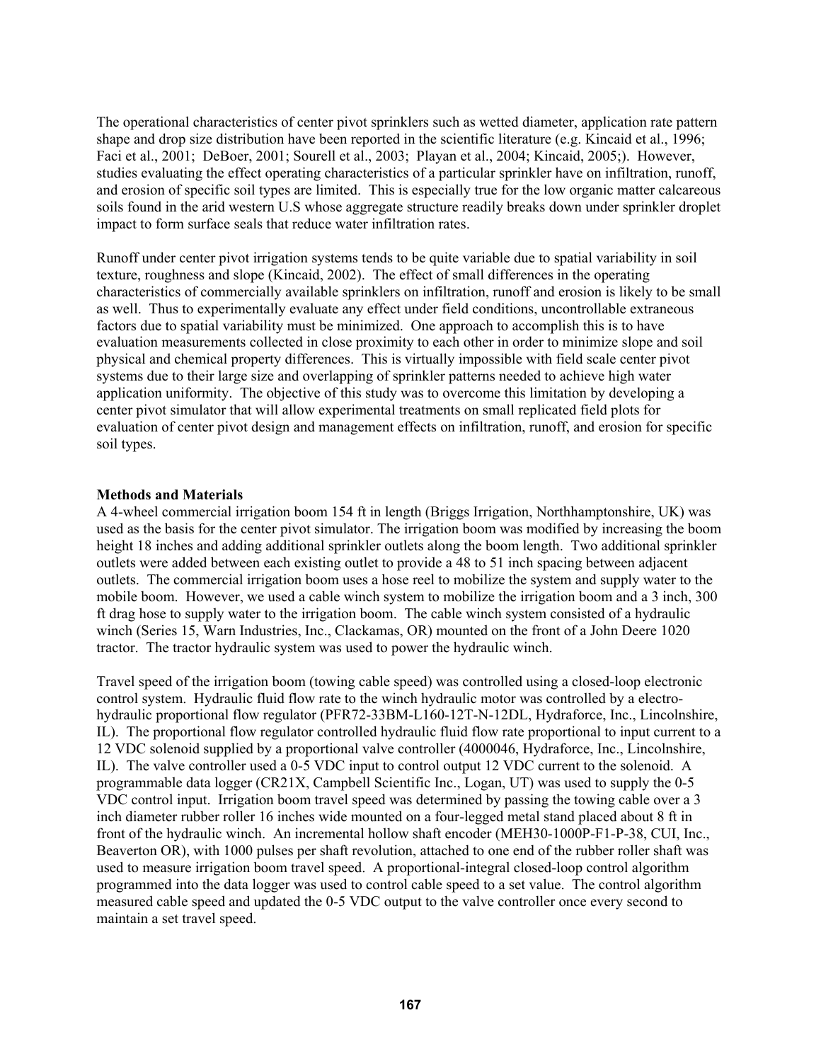The operational characteristics of center pivot sprinklers such as wetted diameter, application rate pattern shape and drop size distribution have been reported in the scientific literature (e.g. Kincaid et al., 1996; Faci et al., 2001; DeBoer, 2001; Sourell et al., 2003; Playan et al., 2004; Kincaid, 2005;). However, studies evaluating the effect operating characteristics of a particular sprinkler have on infiltration, runoff, and erosion of specific soil types are limited. This is especially true for the low organic matter calcareous soils found in the arid western U.S whose aggregate structure readily breaks down under sprinkler droplet impact to form surface seals that reduce water infiltration rates.

Runoff under center pivot irrigation systems tends to be quite variable due to spatial variability in soil texture, roughness and slope (Kincaid, 2002). The effect of small differences in the operating characteristics of commercially available sprinklers on infiltration, runoff and erosion is likely to be small as well. Thus to experimentally evaluate any effect under field conditions, uncontrollable extraneous factors due to spatial variability must be minimized. One approach to accomplish this is to have evaluation measurements collected in close proximity to each other in order to minimize slope and soil physical and chemical property differences. This is virtually impossible with field scale center pivot systems due to their large size and overlapping of sprinkler patterns needed to achieve high water application uniformity. The objective of this study was to overcome this limitation by developing a center pivot simulator that will allow experimental treatments on small replicated field plots for evaluation of center pivot design and management effects on infiltration, runoff, and erosion for specific soil types.

**Methods and Materials**

A 4-wheel commercial irrigation boom 154 ft in length (Briggs Irrigation, Northhamptonshire, UK) was used as the basis for the center pivot simulator. The irrigation boom was modified by increasing the boom height 18 inches and adding additional sprinkler outlets along the boom length. Two additional sprinkler outlets were added between each existing outlet to provide a 48 to 51 inch spacing between adjacent outlets. The commercial irrigation boom uses a hose reel to mobilize the system and supply water to the mobile boom. However, we used a cable winch system to mobilize the irrigation boom and a 3 inch, 300 ft drag hose to supply water to the irrigation boom. The cable winch system consisted of a hydraulic winch (Series 15, Warn Industries, Inc., Clackamas, OR) mounted on the front of a John Deere 1020 tractor. The tractor hydraulic system was used to power the hydraulic winch.

Travel speed of the irrigation boom (towing cable speed) was controlled using a closed-loop electronic control system. Hydraulic fluid flow rate to the winch hydraulic motor was controlled by a electro-hydraulic proportional flow regulator (PFR72-33BM-L160-12T-N-12DL, Hydraforce, Inc., Lincolnshire, IL). The proportional flow regulator controlled hydraulic fluid flow rate proportional to input current to a 12 VDC solenoid supplied by a proportional valve controller (4000046, Hydraforce, Inc., Lincolnshire, IL). The valve controller used a 0-5 VDC input to control output 12 VDC current to the solenoid. A programmable data logger (CR21X, Campbell Scientific Inc., Logan, UT) was used to supply the 0-5 VDC control input. Irrigation boom travel speed was determined by passing the towing cable over a 3 inch diameter rubber roller 16 inches wide mounted on a four-legged metal stand placed about 8 ft in front of the hydraulic winch. An incremental hollow shaft encoder (MEH30-1000P-F1-P-38, CUI, Inc., Beaverton OR), with 1000 pulses per shaft revolution, attached to one end of the rubber roller shaft was used to measure irrigation boom travel speed. A proportional-integral closed-loop control algorithm programmed into the data logger was used to control cable speed to a set value. The control algorithm measured cable speed and updated the 0-5 VDC output to the valve controller once every second to maintain a set travel speed.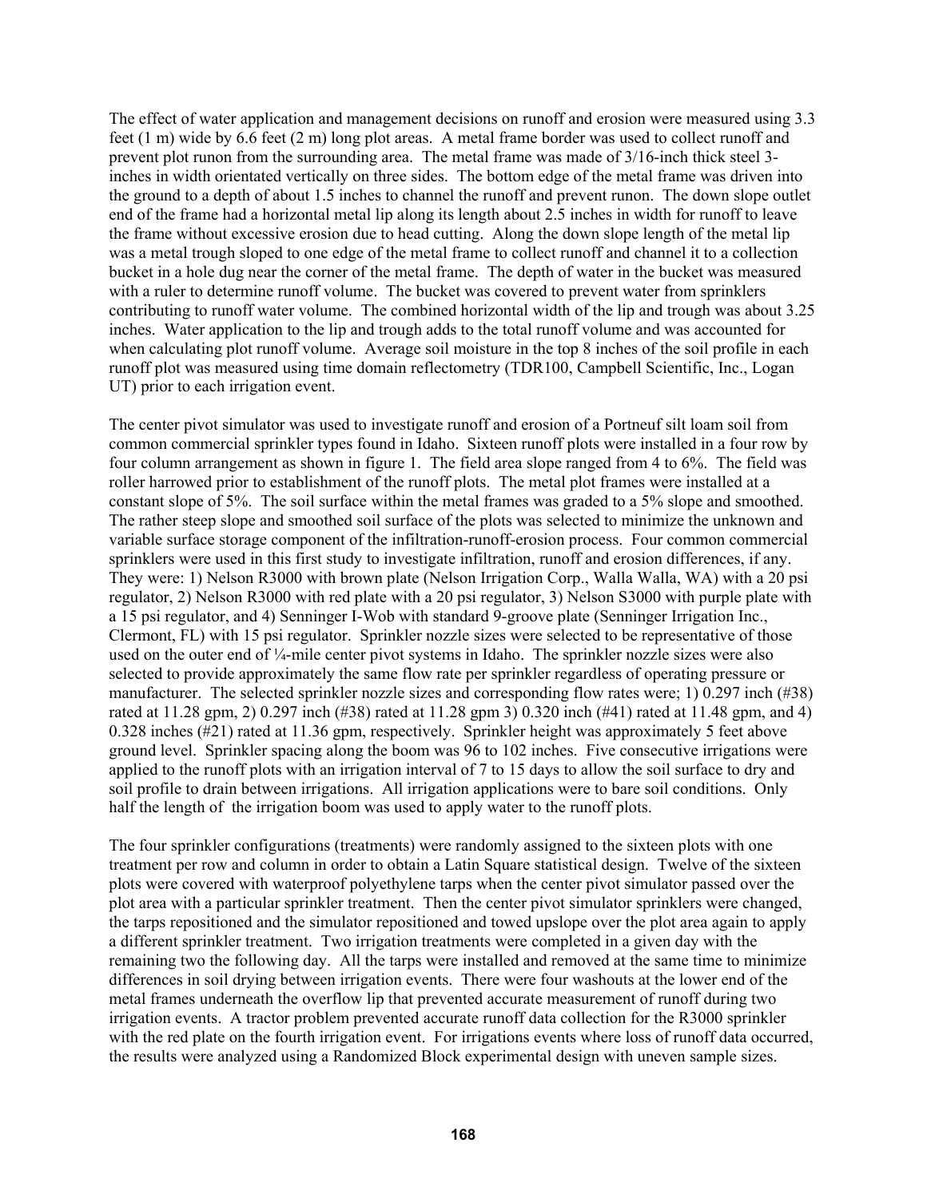The effect of water application and management decisions on runoff and erosion were measured using 3.3 feet (1 m) wide by 6.6 feet (2 m) long plot areas. A metal frame border was used to collect runoff and prevent plot runon from the surrounding area. The metal frame was made of 3/16-inch thick steel 3-inches in width orientated vertically on three sides. The bottom edge of the metal frame was driven into the ground to a depth of about 1.5 inches to channel the runoff and prevent runon. The down slope outlet end of the frame had a horizontal metal lip along its length about 2.5 inches in width for runoff to leave the frame without excessive erosion due to head cutting. Along the down slope length of the metal lip was a metal trough sloped to one edge of the metal frame to collect runoff and channel it to a collection bucket in a hole dug near the corner of the metal frame. The depth of water in the bucket was measured with a ruler to determine runoff volume. The bucket was covered to prevent water from sprinklers contributing to runoff water volume. The combined horizontal width of the lip and trough was about 3.25 inches. Water application to the lip and trough adds to the total runoff volume and was accounted for when calculating plot runoff volume. Average soil moisture in the top 8 inches of the soil profile in each runoff plot was measured using time domain reflectometry (TDR100, Campbell Scientific, Inc., Logan UT) prior to each irrigation event.

The center pivot simulator was used to investigate runoff and erosion of a Portneuf silt loam soil from common commercial sprinkler types found in Idaho. Sixteen runoff plots were installed in a four row by four column arrangement as shown in figure 1. The field area slope ranged from 4 to 6%. The field was roller harrowed prior to establishment of the runoff plots. The metal plot frames were installed at a constant slope of 5%. The soil surface within the metal frames was graded to a 5% slope and smoothed. The rather steep slope and smoothed soil surface of the plots was selected to minimize the unknown and variable surface storage component of the infiltration-runoff-erosion process. Four common commercial sprinklers were used in this first study to investigate infiltration, runoff and erosion differences, if any. They were: 1) Nelson R3000 with brown plate (Nelson Irrigation Corp., Walla Walla, WA) with a 20 psi regulator, 2) Nelson R3000 with red plate with a 20 psi regulator, 3) Nelson S3000 with purple plate with a 15 psi regulator, and 4) Senninger I-Wob with standard 9-groove plate (Senninger Irrigation Inc., Clermont, FL) with 15 psi regulator. Sprinkler nozzle sizes were selected to be representative of those used on the outer end of ¼-mile center pivot systems in Idaho. The sprinkler nozzle sizes were also selected to provide approximately the same flow rate per sprinkler regardless of operating pressure or manufacturer. The selected sprinkler nozzle sizes and corresponding flow rates were; 1) 0.297 inch (#38) rated at 11.28 gpm, 2) 0.297 inch (#38) rated at 11.28 gpm 3) 0.320 inch (#41) rated at 11.48 gpm, and 4) 0.328 inches (#21) rated at 11.36 gpm, respectively. Sprinkler height was approximately 5 feet above ground level. Sprinkler spacing along the boom was 96 to 102 inches. Five consecutive irrigations were applied to the runoff plots with an irrigation interval of 7 to 15 days to allow the soil surface to dry and soil profile to drain between irrigations. All irrigation applications were to bare soil conditions. Only half the length of the irrigation boom was used to apply water to the runoff plots.

The four sprinkler configurations (treatments) were randomly assigned to the sixteen plots with one treatment per row and column in order to obtain a Latin Square statistical design. Twelve of the sixteen plots were covered with waterproof polyethylene tarps when the center pivot simulator passed over the plot area with a particular sprinkler treatment. Then the center pivot simulator sprinklers were changed, the tarps repositioned and the simulator repositioned and towed upslope over the plot area again to apply a different sprinkler treatment. Two irrigation treatments were completed in a given day with the remaining two the following day. All the tarps were installed and removed at the same time to minimize differences in soil drying between irrigation events. There were four washouts at the lower end of the metal frames underneath the overflow lip that prevented accurate measurement of runoff during two irrigation events. A tractor problem prevented accurate runoff data collection for the R3000 sprinkler with the red plate on the fourth irrigation event. For irrigations events where loss of runoff data occurred, the results were analyzed using a Randomized Block experimental design with uneven sample sizes.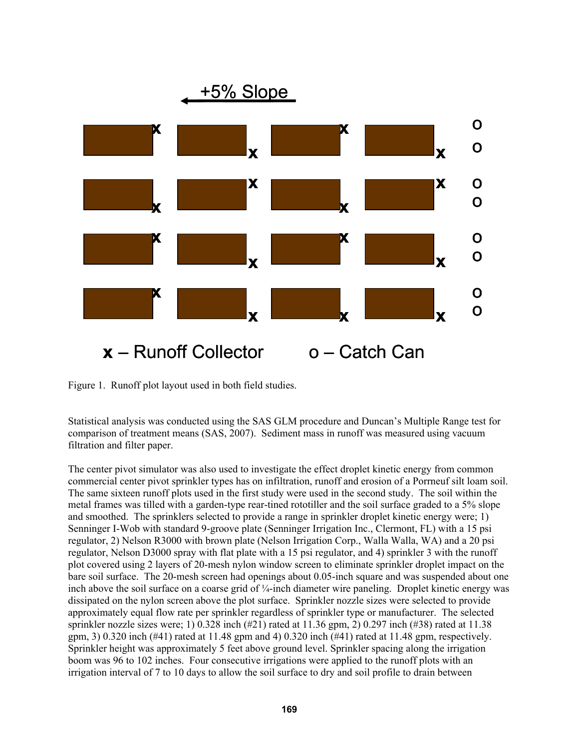Figure 1. Runoff plot layout used in both field studies.

Statistical analysis was conducted using the SAS GLM procedure and Duncan's Multiple Range test for comparison of treatment means (SAS, 2007). Sediment mass in runoff was measured using vacuum filtration and filter paper.

The center pivot simulator was also used to investigate the effect droplet kinetic energy from common commercial center pivot sprinkler types has on infiltration, runoff and erosion of a Porrneuf silt loam soil. The same sixteen runoff plots used in the first study were used in the second study. The soil within the metal frames was tilled with a garden-type rear-tined rototiller and the soil surface graded to a 5% slope and smoothed. The sprinklers selected to provide a range in sprinkler droplet kinetic energy were; 1) Senninger I-Wob with standard 9-groove plate (Senninger Irrigation Inc., Clermont, FL) with a 15 psi regulator, 2) Nelson R3000 with brown plate (Nelson Irrigation Corp., Walla Walla, WA) and a 20 psi regulator, Nelson D3000 spray with flat plate with a 15 psi regulator, and 4) sprinkler 3 with the runoff plot covered using 2 layers of 20-mesh nylon window screen to eliminate sprinkler droplet impact on the bare soil surface. The 20-mesh screen had openings about 0.05-inch square and was suspended about one inch above the soil surface on a coarse grid of ¼-inch diameter wire paneling. Droplet kinetic energy was dissipated on the nylon screen above the plot surface. Sprinkler nozzle sizes were selected to provide approximately equal flow rate per sprinkler regardless of sprinkler type or manufacturer. The selected sprinkler nozzle sizes were; 1) 0.328 inch (#21) rated at 11.36 gpm, 2) 0.297 inch (#38) rated at 11.38 gpm, 3) 0.320 inch (#41) rated at 11.48 gpm and 4) 0.320 inch (#41) rated at 11.48 gpm, respectively. Sprinkler height was approximately 5 feet above ground level. Sprinkler spacing along the irrigation boom was 96 to 102 inches. Four consecutive irrigations were applied to the runoff plots with an irrigation interval of 7 to 10 days to allow the soil surface to dry and soil profile to drain between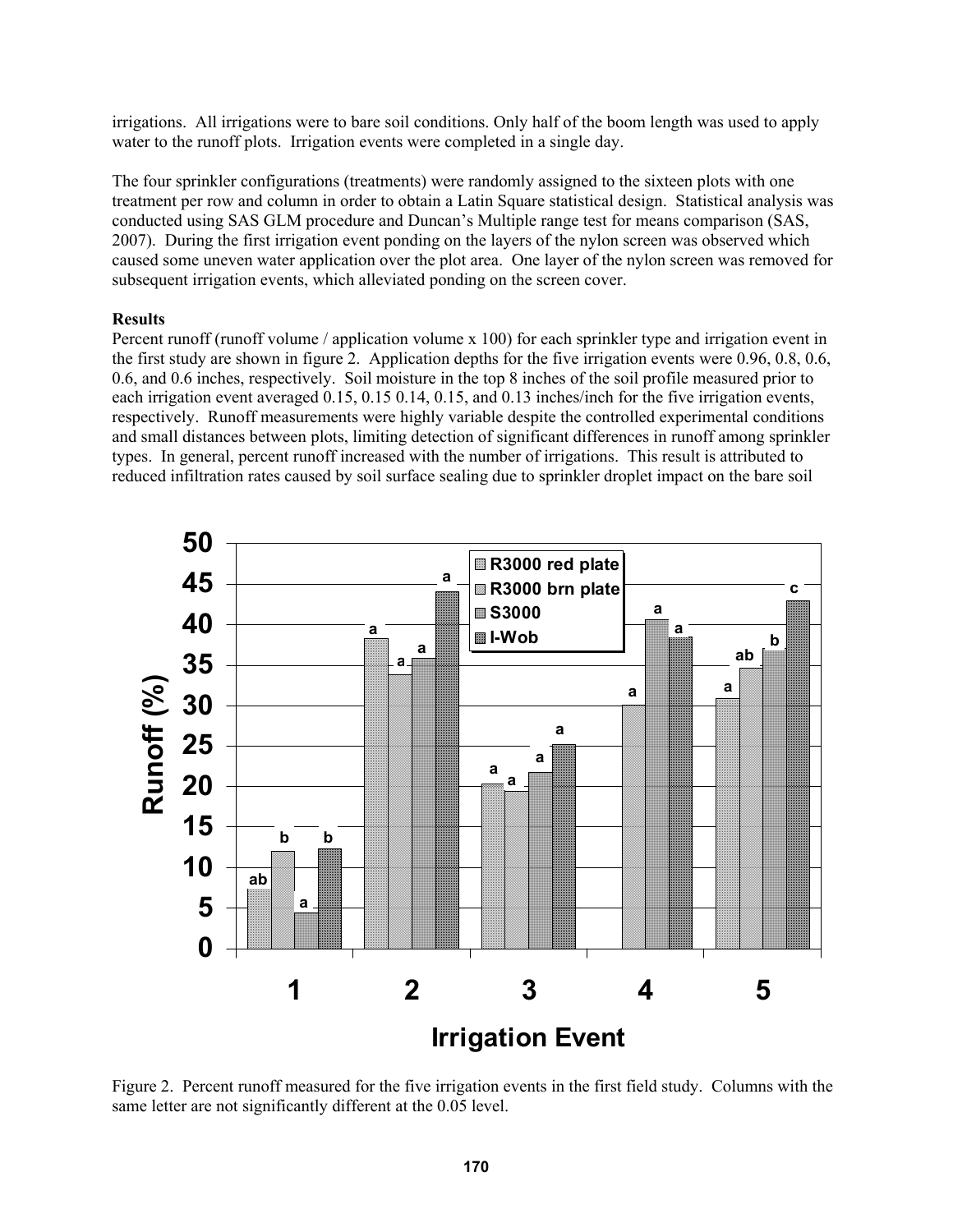irrigations. All irrigations were to bare soil conditions. Only half of the boom length was used to apply water to the runoff plots. Irrigation events were completed in a single day.

The four sprinkler configurations (treatments) were randomly assigned to the sixteen plots with one treatment per row and column in order to obtain a Latin Square statistical design. Statistical analysis was conducted using SAS GLM procedure and Duncan's Multiple range test for means comparison (SAS, 2007). During the first irrigation event ponding on the layers of the nylon screen was observed which caused some uneven water application over the plot area. One layer of the nylon screen was removed for subsequent irrigation events, which alleviated ponding on the screen cover.

**Results**

Percent runoff (runoff volume / application volume x 100) for each sprinkler type and irrigation event in the first study are shown in figure 2. Application depths for the five irrigation events were 0.96, 0.8, 0.6, 0.6, and 0.6 inches, respectively. Soil moisture in the top 8 inches of the soil profile measured prior to each irrigation event averaged 0.15, 0.15 0.14, 0.15, and 0.13 inches/inch for the five irrigation events, respectively. Runoff measurements were highly variable despite the controlled experimental conditions and small distances between plots, limiting detection of significant differences in runoff among sprinkler types. In general, percent runoff increased with the number of irrigations. This result is attributed to reduced infiltration rates caused by soil surface sealing due to sprinkler droplet impact on the bare soil

Figure 2. Percent runoff measured for the five irrigation events in the first field study. Columns with the same letter are not significantly different at the 0.05 level.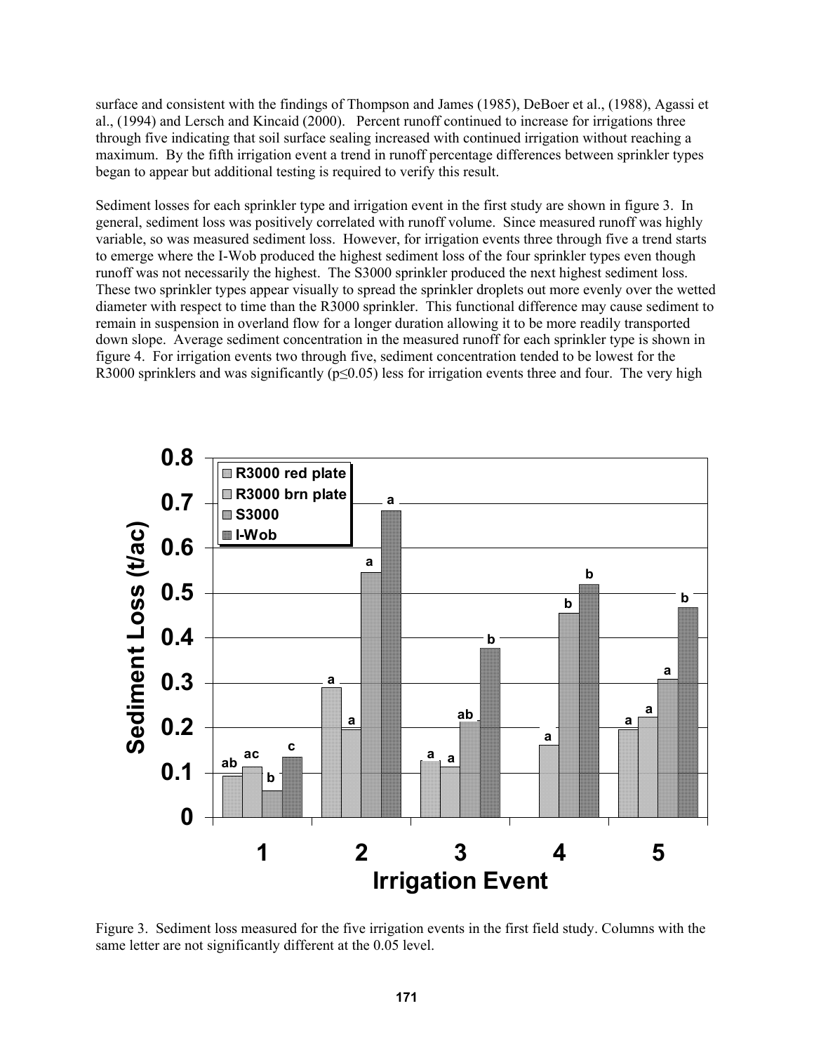surface and consistent with the findings of Thompson and James (1985), DeBoer et al., (1988), Agassi et al., (1994) and Lersch and Kincaid (2000). Percent runoff continued to increase for irrigations three through five indicating that soil surface sealing increased with continued irrigation without reaching a maximum. By the fifth irrigation event a trend in runoff percentage differences between sprinkler types began to appear but additional testing is required to verify this result.

Sediment losses for each sprinkler type and irrigation event in the first study are shown in figure 3. In general, sediment loss was positively correlated with runoff volume. Since measured runoff was highly variable, so was measured sediment loss. However, for irrigation events three through five a trend starts to emerge where the I-Wob produced the highest sediment loss of the four sprinkler types even though runoff was not necessarily the highest. The S3000 sprinkler produced the next highest sediment loss. These two sprinkler types appear visually to spread the sprinkler droplets out more evenly over the wetted diameter with respect to time than the R3000 sprinkler. This functional difference may cause sediment to remain in suspension in overland flow for a longer duration allowing it to be more readily transported down slope. Average sediment concentration in the measured runoff for each sprinkler type is shown in figure 4. For irrigation events two through five, sediment concentration tended to be lowest for the R3000 sprinklers and was significantly ($p \leq 0.05$) less for irrigation events three and four. The very high

Figure 3. Sediment loss measured for the five irrigation events in the first field study. Columns with the same letter are not significantly different at the 0.05 level.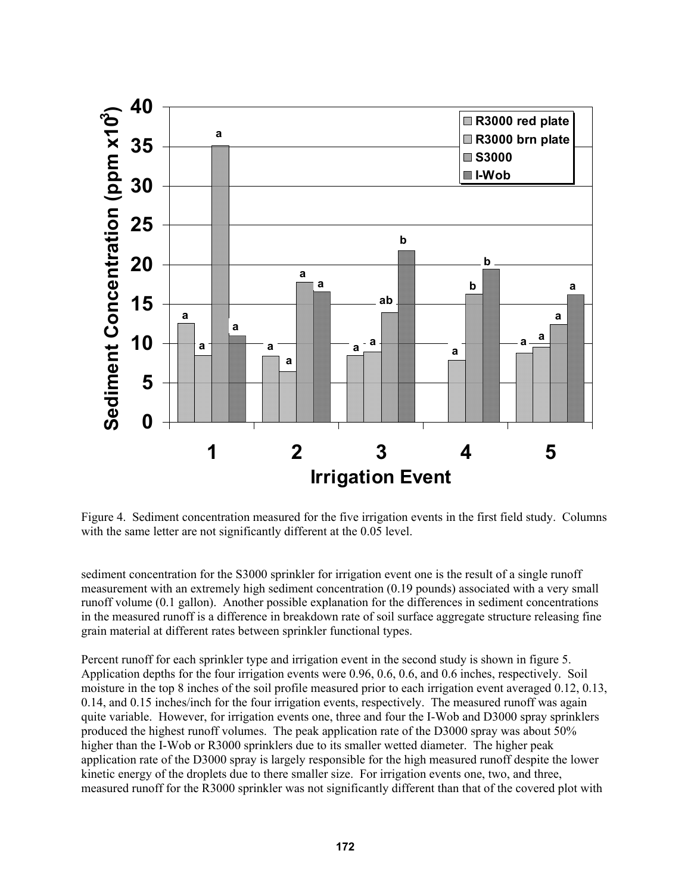Figure 4. Sediment concentration measured for the five irrigation events in the first field study. Columns with the same letter are not significantly different at the 0.05 level.

sediment concentration for the S3000 sprinkler for irrigation event one is the result of a single runoff measurement with an extremely high sediment concentration (0.19 pounds) associated with a very small runoff volume (0.1 gallon). Another possible explanation for the differences in sediment concentrations in the measured runoff is a difference in breakdown rate of soil surface aggregate structure releasing fine grain material at different rates between sprinkler functional types.

Percent runoff for each sprinkler type and irrigation event in the second study is shown in figure 5. Application depths for the four irrigation events were 0.96, 0.6, 0.6, and 0.6 inches, respectively. Soil moisture in the top 8 inches of the soil profile measured prior to each irrigation event averaged 0.12, 0.13, 0.14, and 0.15 inches/inch for the four irrigation events, respectively. The measured runoff was again quite variable. However, for irrigation events one, three and four the I-Wob and D3000 spray sprinklers produced the highest runoff volumes. The peak application rate of the D3000 spray was about 50% higher than the I-Wob or R3000 sprinklers due to its smaller wetted diameter. The higher peak application rate of the D3000 spray is largely responsible for the high measured runoff despite the lower kinetic energy of the droplets due to there smaller size. For irrigation events one, two, and three, measured runoff for the R3000 sprinkler was not significantly different than that of the covered plot with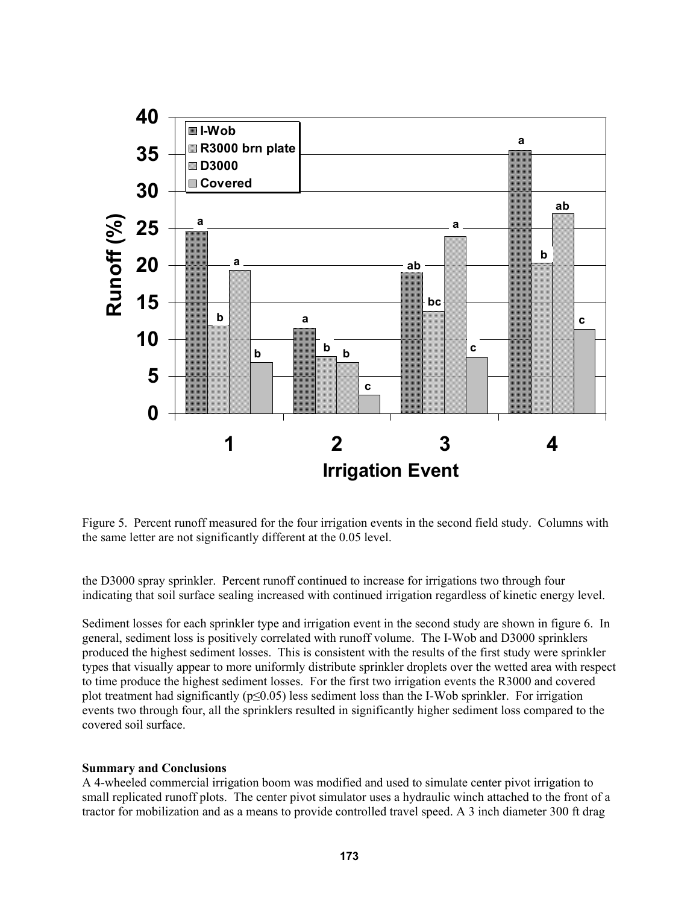Figure 5. Percent runoff measured for the four irrigation events in the second field study. Columns with the same letter are not significantly different at the 0.05 level.

the D3000 spray sprinkler. Percent runoff continued to increase for irrigations two through four indicating that soil surface sealing increased with continued irrigation regardless of kinetic energy level.

Sediment losses for each sprinkler type and irrigation event in the second study are shown in figure 6. In general, sediment loss is positively correlated with runoff volume. The I-Wob and D3000 sprinklers produced the highest sediment losses. This is consistent with the results of the first study were sprinkler types that visually appear to more uniformly distribute sprinkler droplets over the wetted area with respect to time produce the highest sediment losses. For the first two irrigation events the R3000 and covered plot treatment had significantly ($p \leq 0.05$) less sediment loss than the I-Wob sprinkler. For irrigation events two through four, all the sprinklers resulted in significantly higher sediment loss compared to the covered soil surface.

**Summary and Conclusions**

A 4-wheeled commercial irrigation boom was modified and used to simulate center pivot irrigation to small replicated runoff plots. The center pivot simulator uses a hydraulic winch attached to the front of a tractor for mobilization and as a means to provide controlled travel speed. A 3 inch diameter 300 ft drag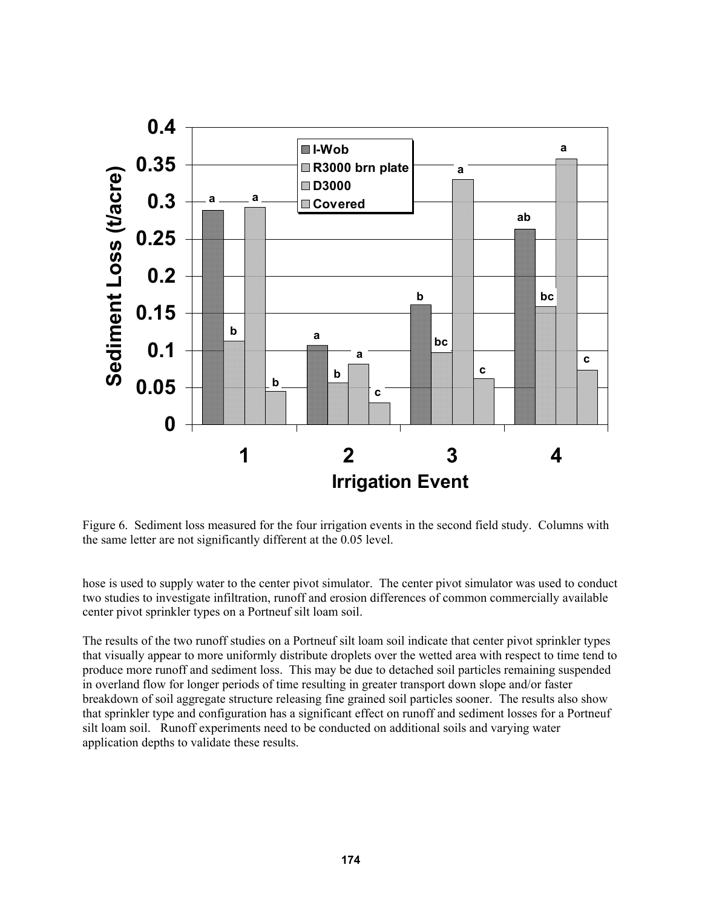Figure 6. Sediment loss measured for the four irrigation events in the second field study. Columns with the same letter are not significantly different at the 0.05 level.

hose is used to supply water to the center pivot simulator. The center pivot simulator was used to conduct two studies to investigate infiltration, runoff and erosion differences of common commercially available center pivot sprinkler types on a Portneuf silt loam soil.

The results of the two runoff studies on a Portneuf silt loam soil indicate that center pivot sprinkler types that visually appear to more uniformly distribute droplets over the wetted area with respect to time tend to produce more runoff and sediment loss. This may be due to detached soil particles remaining suspended in overland flow for longer periods of time resulting in greater transport down slope and/or faster breakdown of soil aggregate structure releasing fine grained soil particles sooner. The results also show that sprinkler type and configuration has a significant effect on runoff and sediment losses for a Portneuf silt loam soil. Runoff experiments need to be conducted on additional soils and varying water application depths to validate these results.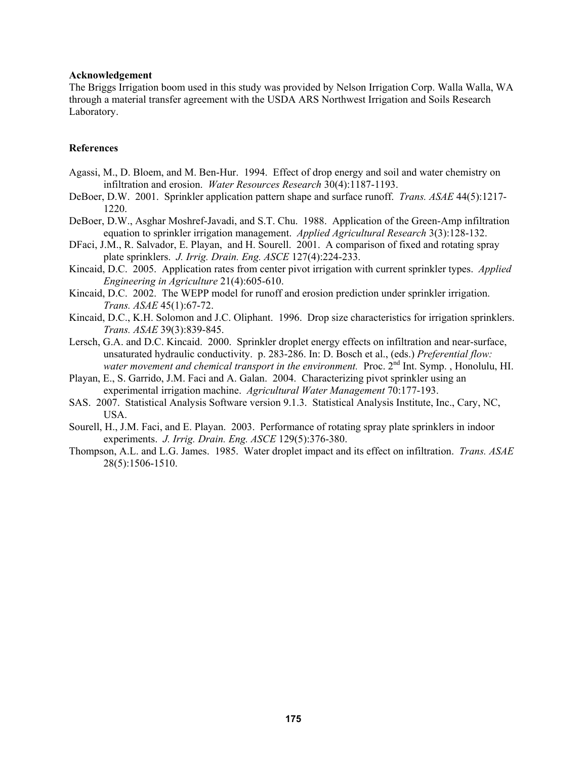**Acknowledgement**

The Briggs Irrigation boom used in this study was provided by Nelson Irrigation Corp. Walla Walla, WA through a material transfer agreement with the USDA ARS Northwest Irrigation and Soils Research Laboratory.

**References**

Agassi, M., D. Bloem, and M. Ben-Hur. 1994. Effect of drop energy and soil and water chemistry on infiltration and erosion. *Water Resources Research* 30(4):1187-1193.

DeBoer, D.W. 2001. Sprinkler application pattern shape and surface runoff. *Trans. ASAE* 44(5):1217-1220.

DeBoer, D.W., Asghar Moshref-Javadi, and S.T. Chu. 1988. Application of the Green-Amp infiltration equation to sprinkler irrigation management. *Applied Agricultural Research* 3(3):128-132.

DFaci, J.M., R. Salvador, E. Playan, and H. Sourell. 2001. A comparison of fixed and rotating spray plate sprinklers. *J. Irrig. Drain. Eng. ASCE* 127(4):224-233.

Kincaid, D.C. 2005. Application rates from center pivot irrigation with current sprinkler types. *Applied Engineering in Agriculture* 21(4):605-610.

Kincaid, D.C. 2002. The WEPP model for runoff and erosion prediction under sprinkler irrigation. *Trans. ASAE* 45(1):67-72.

Kincaid, D.C., K.H. Solomon and J.C. Oliphant. 1996. Drop size characteristics for irrigation sprinklers. *Trans. ASAE* 39(3):839-845.

Lersch, G.A. and D.C. Kincaid. 2000. Sprinkler droplet energy effects on infiltration and near-surface, unsaturated hydraulic conductivity. p. 283-286. In: D. Bosch et al., (eds.) *Preferential flow: water movement and chemical transport in the environment.* Proc. 2nd Int. Symp. , Honolulu, HI.

Playan, E., S. Garrido, J.M. Faci and A. Galan. 2004. Characterizing pivot sprinkler using an experimental irrigation machine. *Agricultural Water Management* 70:177-193.

SAS. 2007. Statistical Analysis Software version 9.1.3. Statistical Analysis Institute, Inc., Cary, NC, USA.

Sourell, H., J.M. Faci, and E. Playan. 2003. Performance of rotating spray plate sprinklers in indoor experiments. *J. Irrig. Drain. Eng. ASCE* 129(5):376-380.

Thompson, A.L. and L.G. James. 1985. Water droplet impact and its effect on infiltration. *Trans. ASAE* 28(5):1506-1510.